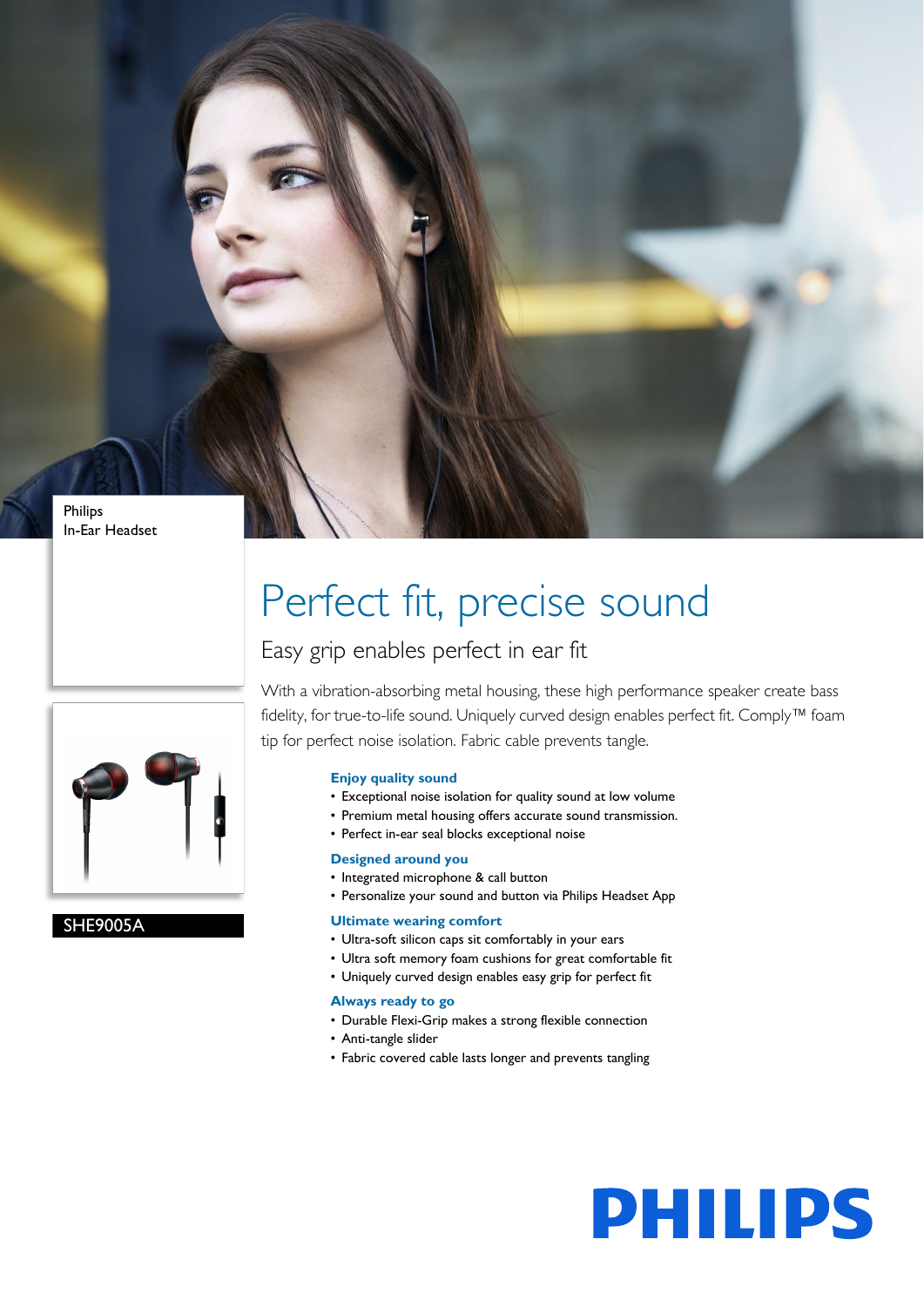Philips
In-Ear Headset

SHE9005A

# Perfect fit, precise sound

## Easy grip enables perfect in ear fit

With a vibration-absorbing metal housing, these high performance speaker create bass fidelity, for true-to-life sound. Uniquely curved design enables perfect fit. Comply™ foam tip for perfect noise isolation. Fabric cable prevents tangle.

### Enjoy quality sound

- Exceptional noise isolation for quality sound at low volume
- Premium metal housing offers accurate sound transmission.
- Perfect in-ear seal blocks exceptional noise

### Designed around you

- Integrated microphone & call button
- Personalize your sound and button via Philips Headset App

### Ultimate wearing comfort

- Ultra-soft silicon caps sit comfortably in your ears
- Ultra soft memory foam cushions for great comfortable fit
- Uniquely curved design enables easy grip for perfect fit

### Always ready to go

- Durable Flexi-Grip makes a strong flexible connection
- Anti-tangle slider
- Fabric covered cable lasts longer and prevents tangling

PHILIPS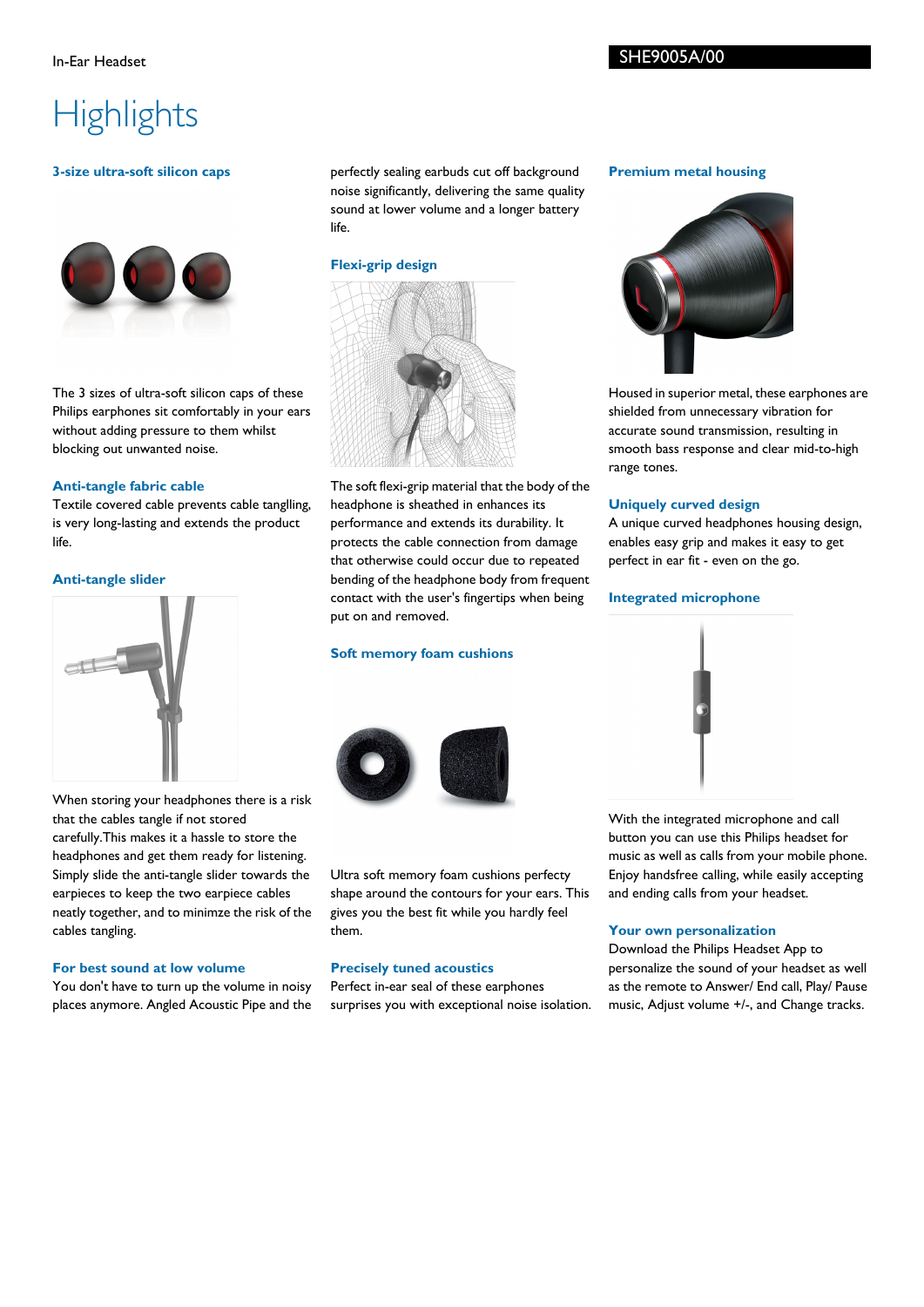In-Ear Headset

SHE9005A/00

# Highlights

### 3-size ultra-soft silicon caps

The 3 sizes of ultra-soft silicon caps of these Philips earphones sit comfortably in your ears without adding pressure to them whilst blocking out unwanted noise.

### Anti-tangle fabric cable

Textile covered cable prevents cable tanglling, is very long-lasting and extends the product life.

### Anti-tangle slider

When storing your headphones there is a risk that the cables tangle if not stored carefully.This makes it a hassle to store the headphones and get them ready for listening. Simply slide the anti-tangle slider towards the earpieces to keep the two earpiece cables neatly together, and to minimze the risk of the cables tangling.

### For best sound at low volume

You don't have to turn up the volume in noisy places anymore. Angled Acoustic Pipe and the perfectly sealing earbuds cut off background noise significantly, delivering the same quality sound at lower volume and a longer battery life.

### Flexi-grip design

The soft flexi-grip material that the body of the headphone is sheathed in enhances its performance and extends its durability. It protects the cable connection from damage that otherwise could occur due to repeated bending of the headphone body from frequent contact with the user's fingertips when being put on and removed.

### Soft memory foam cushions

Ultra soft memory foam cushions perfecty shape around the contours for your ears. This gives you the best fit while you hardly feel them.

### Precisely tuned acoustics

Perfect in-ear seal of these earphones surprises you with exceptional noise isolation.

### Premium metal housing

Housed in superior metal, these earphones are shielded from unnecessary vibration for accurate sound transmission, resulting in smooth bass response and clear mid-to-high range tones.

### Uniquely curved design

A unique curved headphones housing design, enables easy grip and makes it easy to get perfect in ear fit - even on the go.

### Integrated microphone

With the integrated microphone and call button you can use this Philips headset for music as well as calls from your mobile phone. Enjoy handsfree calling, while easily accepting and ending calls from your headset.

### Your own personalization

Download the Philips Headset App to personalize the sound of your headset as well as the remote to Answer/ End call, Play/ Pause music, Adjust volume +/-, and Change tracks.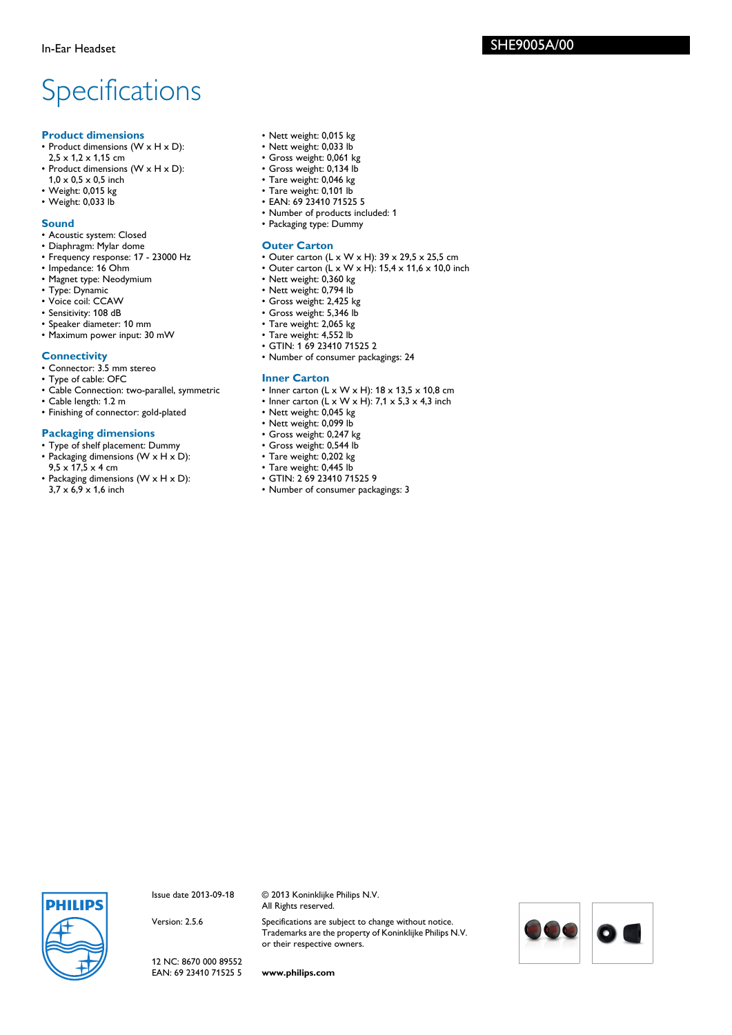In-Ear Headset

SHE9005A/00

# Specifications

## Product dimensions

- Product dimensions (W x H x D): 2,5 x 1,2 x 1,15 cm
- Product dimensions (W x H x D): 1,0 x 0,5 x 0,5 inch
- Weight: 0,015 kg
- Weight: 0,033 lb

## Sound

- Acoustic system: Closed
- Diaphragm: Mylar dome
- Frequency response: 17 - 23000 Hz
- Impedance: 16 Ohm
- Magnet type: Neodymium
- Type: Dynamic
- Voice coil: CCAW
- Sensitivity: 108 dB
- Speaker diameter: 10 mm
- Maximum power input: 30 mW

## Connectivity

- Connector: 3.5 mm stereo
- Type of cable: OFC
- Cable Connection: two-parallel, symmetric
- Cable length: 1.2 m
- Finishing of connector: gold-plated

## Packaging dimensions

- Type of shelf placement: Dummy
- Packaging dimensions (W x H x D): 9,5 x 17,5 x 4 cm
- Packaging dimensions (W x H x D): 3,7 x 6,9 x 1,6 inch
- Nett weight: 0,015 kg
- Nett weight: 0,033 lb
- Gross weight: 0,061 kg
- Gross weight: 0,134 lb
- Tare weight: 0,046 kg
- Tare weight: 0,101 lb
- EAN: 69 23410 71525 5
- Number of products included: 1
- Packaging type: Dummy

## Outer Carton

- Outer carton (L x W x H): 39 x 29,5 x 25,5 cm
- Outer carton (L x W x H): 15,4 x 11,6 x 10,0 inch
- Nett weight: 0,360 kg
- Nett weight: 0,794 lb
- Gross weight: 2,425 kg
- Gross weight: 5,346 lb
- Tare weight: 2,065 kg
- Tare weight: 4,552 lb
- GTIN: 1 69 23410 71525 2
- Number of consumer packagings: 24

## Inner Carton

- Inner carton (L x W x H): 18 x 13,5 x 10,8 cm
- Inner carton (L x W x H): 7,1 x 5,3 x 4,3 inch
- Nett weight: 0,045 kg
- Nett weight: 0,099 lb
- Gross weight: 0,247 kg
- Gross weight: 0,544 lb
- Tare weight: 0,202 kg
- Tare weight: 0,445 lb
- GTIN: 2 69 23410 71525 9
- Number of consumer packagings: 3

Issue date 2013-09-18

Version: 2.5.6

12 NC: 8670 000 89552
EAN: 69 23410 71525 5

© 2013 Koninklijke Philips N.V.
All Rights reserved.

Specifications are subject to change without notice. Trademarks are the property of Koninklijke Philips N.V. or their respective owners.

**www.philips.com**